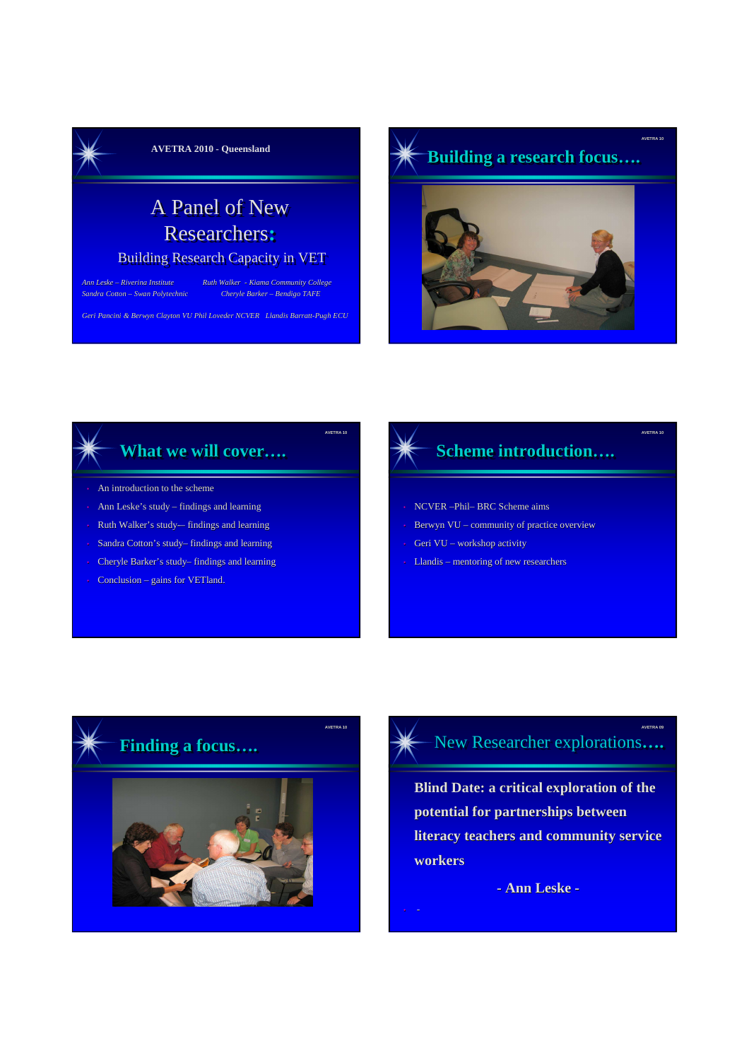AVETRA 2010 - Queensland

# A Panel of New Researchers:

## Building Research Capacity in VET

*Ann Leske – Riverina Institute* *Ruth Walker - Kiama Community College*
*Sandra Cotton – Swan Polytechnic* *Cheryle Barker – Bendigo TAFE*

*Geri Pancini & Berwyn Clayton VU Phil Loveder NCVER Llandis Barratt-Pugh ECU*

---

## Building a research focus….

---

## What we will cover….

- An introduction to the scheme
- Ann Leske's study – findings and learning
- Ruth Walker's study–- findings and learning
- Sandra Cotton's study– findings and learning
- Cheryle Barker's study– findings and learning
- Conclusion – gains for VETland.

---

## Scheme introduction….

- NCVER –Phil– BRC Scheme aims
- Berwyn VU – community of practice overview
- Geri VU – workshop activity
- Llandis – mentoring of new researchers

---

## Finding a focus….

---

## New Researcher explorations….

**Blind Date: a critical exploration of the potential for partnerships between literacy teachers and community service workers**

**- Ann Leske -**

- -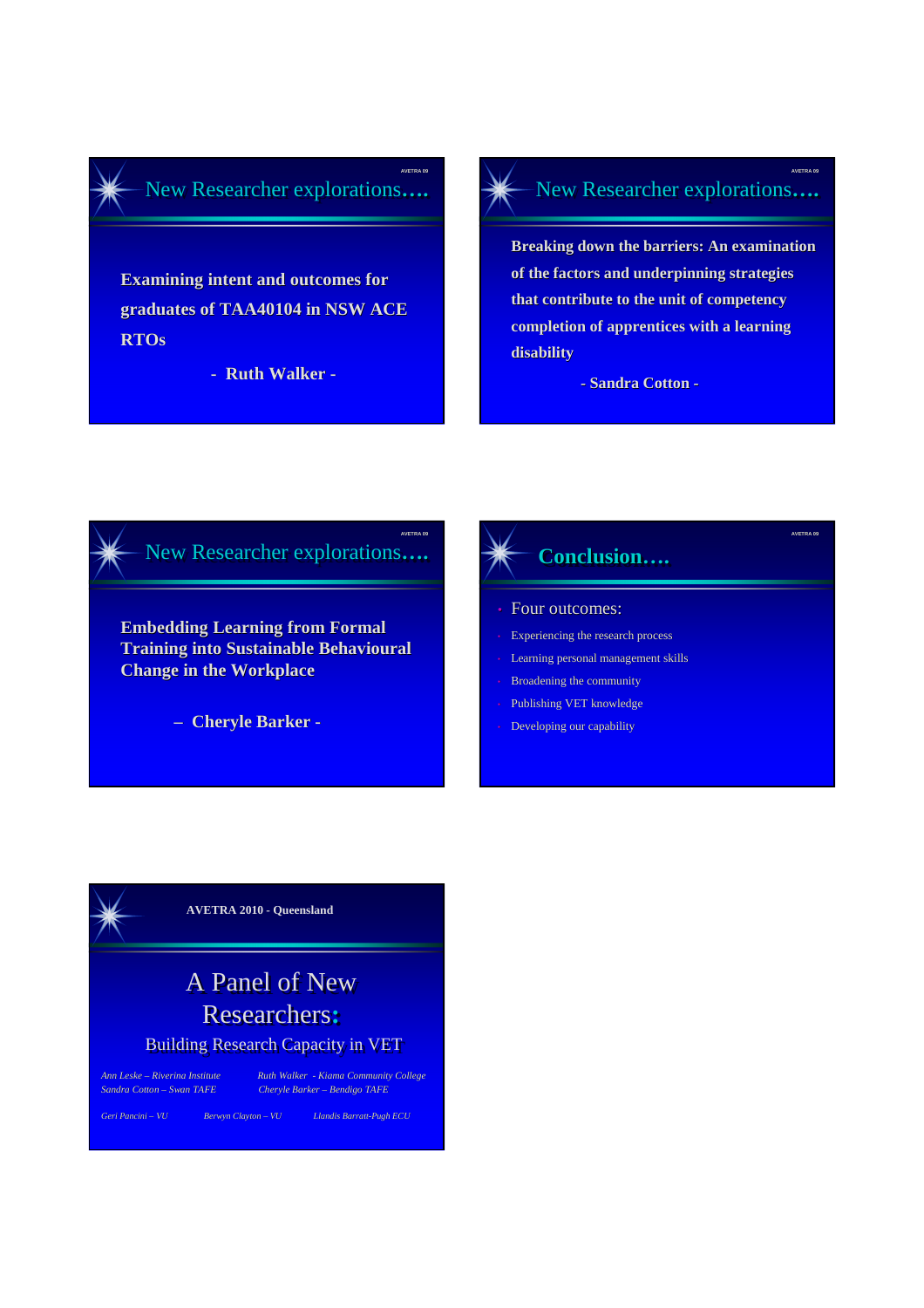## New Researcher explorations….

**Examining intent and outcomes for graduates of TAA40104 in NSW ACE RTOs**

**- Ruth Walker -**

## New Researcher explorations….

**Breaking down the barriers: An examination of the factors and underpinning strategies that contribute to the unit of competency completion of apprentices with a learning disability**

**- Sandra Cotton -**

## New Researcher explorations….

**Embedding Learning from Formal Training into Sustainable Behavioural Change in the Workplace**

**– Cheryle Barker -**

## Conclusion….

- Four outcomes:
- Experiencing the research process
- Learning personal management skills
- Broadening the community
- Publishing VET knowledge
- Developing our capability

**AVETRA 2010 - Queensland**

# A Panel of New Researchers:

## Building Research Capacity in VET

*Ann Leske – Riverina Institute*
*Sandra Cotton – Swan TAFE*
*Ruth Walker - Kiama Community College*
*Cheryle Barker – Bendigo TAFE*

*Geri Pancini – VU*  *Berwyn Clayton – VU*  *Llandis Barratt-Pugh ECU*